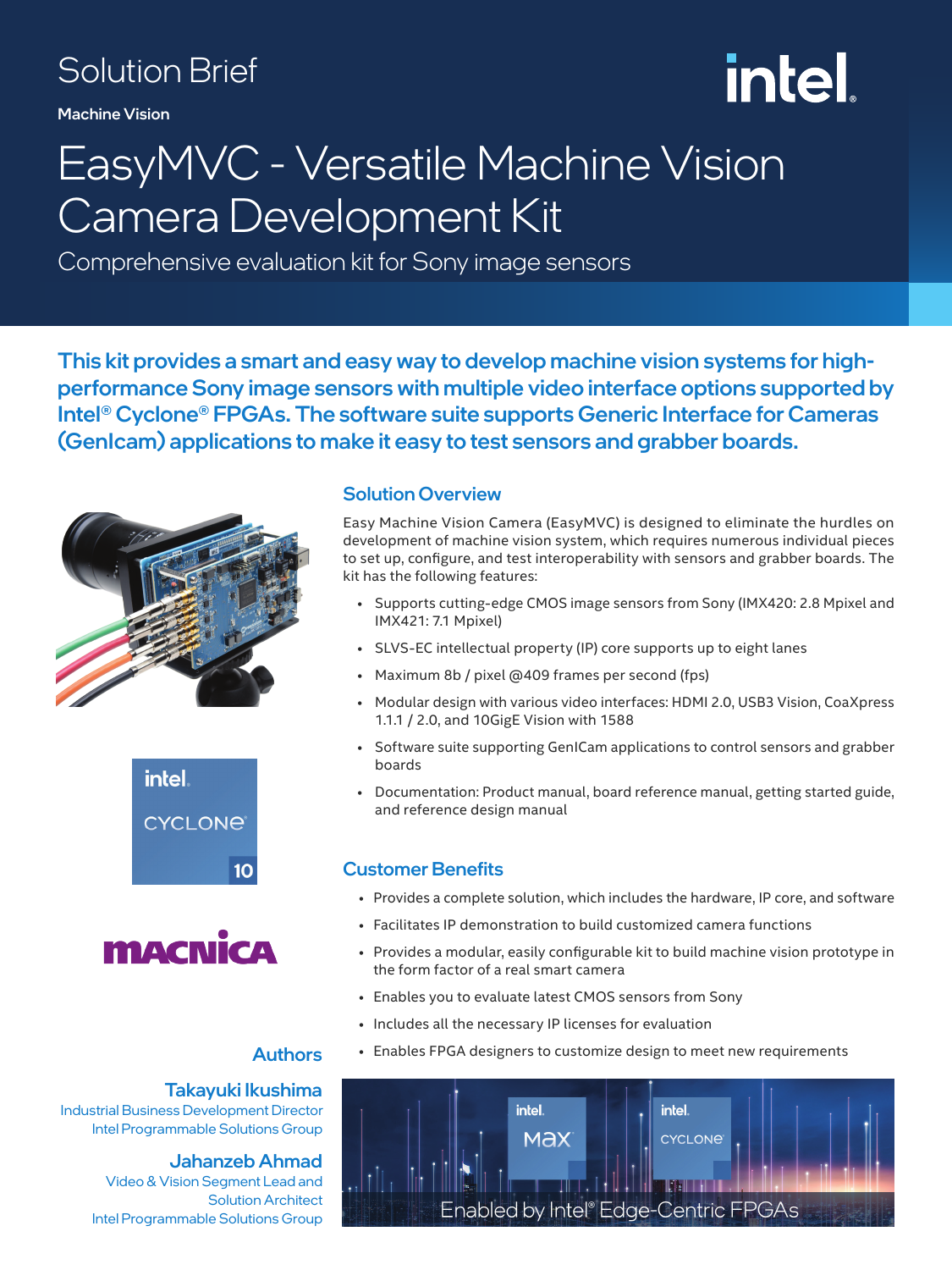Solution Brief

**Machine Vision**

# EasyMVC - Versatile Machine Vision Camera Development Kit

Comprehensive evaluation kit for Sony image sensors

**This kit provides a smart and easy way to develop machine vision systems for high-performance Sony image sensors with multiple video interface options supported by Intel® Cyclone® FPGAs. The software suite supports Generic Interface for Cameras (GenIcam) applications to make it easy to test sensors and grabber boards.**

## Solution Overview

Easy Machine Vision Camera (EasyMVC) is designed to eliminate the hurdles on development of machine vision system, which requires numerous individual pieces to set up, configure, and test interoperability with sensors and grabber boards. The kit has the following features:

- Supports cutting-edge CMOS image sensors from Sony (IMX420: 2.8 Mpixel and IMX421: 7.1 Mpixel)
- SLVS-EC intellectual property (IP) core supports up to eight lanes
- Maximum 8b / pixel @409 frames per second (fps)
- Modular design with various video interfaces: HDMI 2.0, USB3 Vision, CoaXpress 1.1.1 / 2.0, and 10GigE Vision with 1588
- Software suite supporting GenICam applications to control sensors and grabber boards
- Documentation: Product manual, board reference manual, getting started guide, and reference design manual

## Customer Benefits

- Provides a complete solution, which includes the hardware, IP core, and software
- Facilitates IP demonstration to build customized camera functions
- Provides a modular, easily configurable kit to build machine vision prototype in the form factor of a real smart camera
- Enables you to evaluate latest CMOS sensors from Sony
- Includes all the necessary IP licenses for evaluation
- Enables FPGA designers to customize design to meet new requirements

## Authors

**Takayuki Ikushima**
Industrial Business Development Director
Intel Programmable Solutions Group

**Jahanzeb Ahmad**
Video & Vision Segment Lead and Solution Architect
Intel Programmable Solutions Group

Enabled by Intel® Edge-Centric FPGAs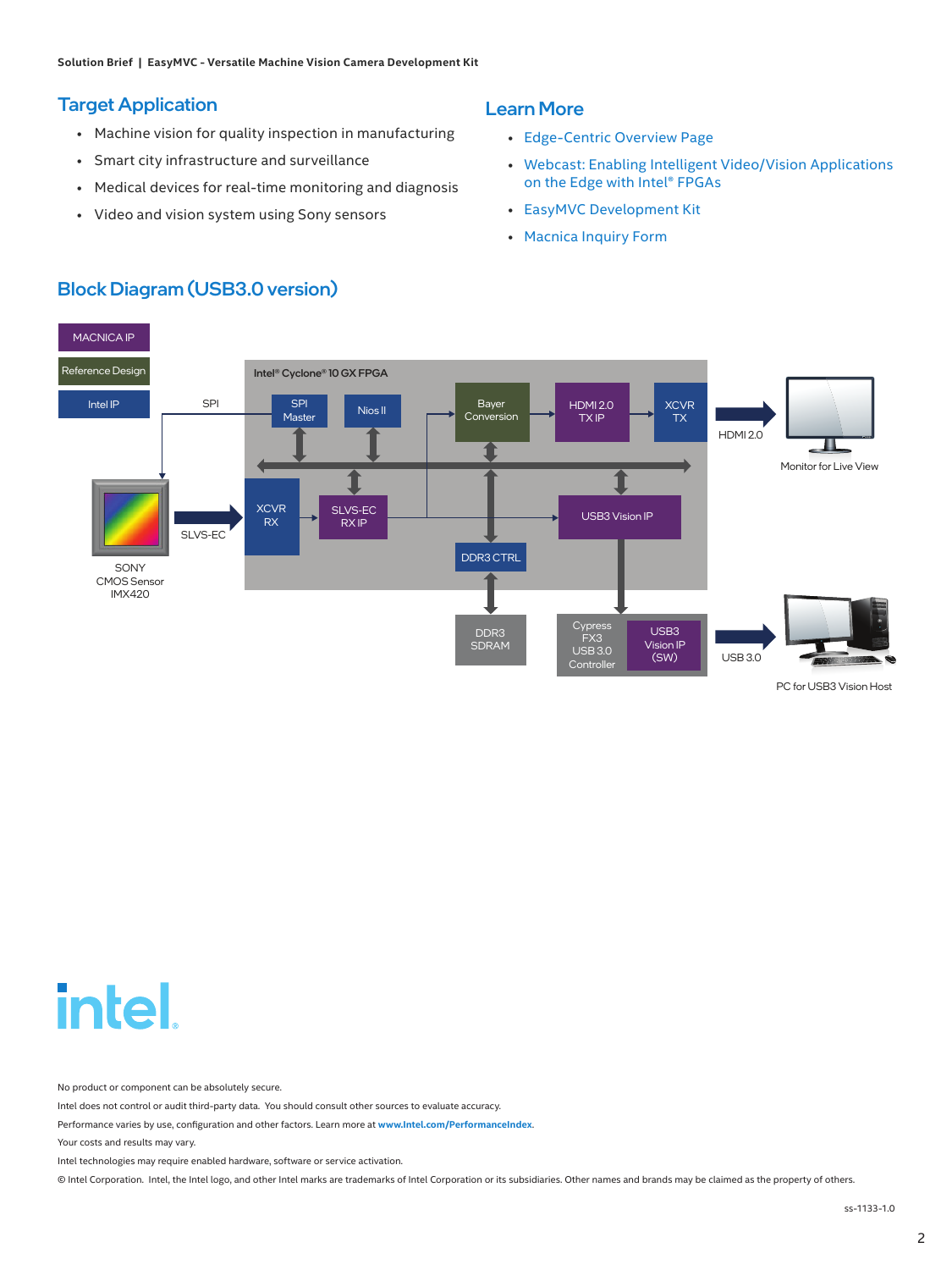## Target Application

- Machine vision for quality inspection in manufacturing
- Smart city infrastructure and surveillance
- Medical devices for real-time monitoring and diagnosis
- Video and vision system using Sony sensors

## Learn More

- Edge-Centric Overview Page
- Webcast: Enabling Intelligent Video/Vision Applications on the Edge with Intel® FPGAs
- EasyMVC Development Kit
- Macnica Inquiry Form

## Block Diagram (USB3.0 version)

MACNICA IP
Reference Design
Intel IP
SPI
Intel® Cyclone® 10 GX FPGA
SPI Master
Nios II
Bayer Conversion
HDMI 2.0 TX IP
XCVR TX
HDMI 2.0
Monitor for Live View
XCVR RX
SLVS-EC RX IP
USB3 Vision IP
SLVS-EC
SONY CMOS Sensor IMX420
DDR3 CTRL
DDR3 SDRAM
Cypress FX3 USB 3.0 Controller
USB3 Vision IP (SW)
USB 3.0
PC for USB3 Vision Host

No product or component can be absolutely secure.

Intel does not control or audit third-party data. You should consult other sources to evaluate accuracy.

Performance varies by use, configuration and other factors. Learn more at **www.Intel.com/PerformanceIndex**.

Your costs and results may vary.

Intel technologies may require enabled hardware, software or service activation.

© Intel Corporation. Intel, the Intel logo, and other Intel marks are trademarks of Intel Corporation or its subsidiaries. Other names and brands may be claimed as the property of others.

ss-1133-1.0